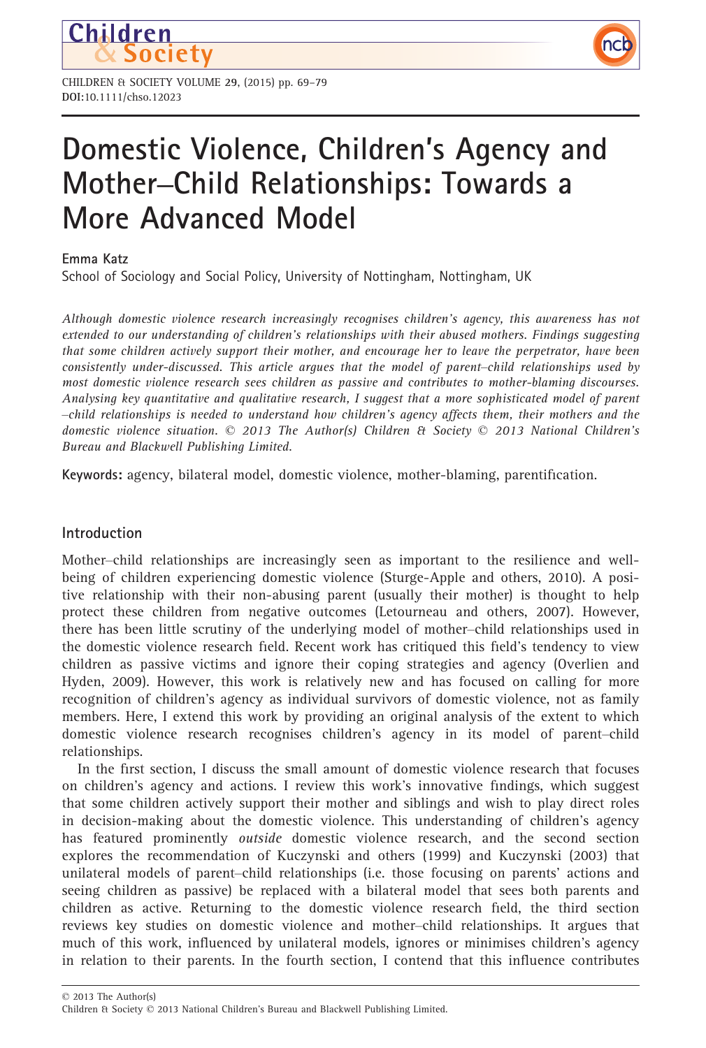# Domestic Violence, Children's Agency and Mother–Child Relationships: Towards a More Advanced Model

**Emma Katz**

School of Sociology and Social Policy, University of Nottingham, Nottingham, UK

*Although domestic violence research increasingly recognises children's agency, this awareness has not extended to our understanding of children's relationships with their abused mothers. Findings suggesting that some children actively support their mother, and encourage her to leave the perpetrator, have been consistently under-discussed. This article argues that the model of parent–child relationships used by most domestic violence research sees children as passive and contributes to mother-blaming discourses. Analysing key quantitative and qualitative research, I suggest that a more sophisticated model of parent–child relationships is needed to understand how children's agency affects them, their mothers and the domestic violence situation. © 2013 The Author(s) Children & Society © 2013 National Children's Bureau and Blackwell Publishing Limited.*

**Keywords:** agency, bilateral model, domestic violence, mother-blaming, parentification.

## Introduction

Mother–child relationships are increasingly seen as important to the resilience and well-being of children experiencing domestic violence (Sturge-Apple and others, 2010). A positive relationship with their non-abusing parent (usually their mother) is thought to help protect these children from negative outcomes (Letourneau and others, 2007). However, there has been little scrutiny of the underlying model of mother–child relationships used in the domestic violence research field. Recent work has critiqued this field's tendency to view children as passive victims and ignore their coping strategies and agency (Overlien and Hyden, 2009). However, this work is relatively new and has focused on calling for more recognition of children's agency as individual survivors of domestic violence, not as family members. Here, I extend this work by providing an original analysis of the extent to which domestic violence research recognises children's agency in its model of parent–child relationships.

In the first section, I discuss the small amount of domestic violence research that focuses on children's agency and actions. I review this work's innovative findings, which suggest that some children actively support their mother and siblings and wish to play direct roles in decision-making about the domestic violence. This understanding of children's agency has featured prominently *outside* domestic violence research, and the second section explores the recommendation of Kuczynski and others (1999) and Kuczynski (2003) that unilateral models of parent–child relationships (i.e. those focusing on parents' actions and seeing children as passive) be replaced with a bilateral model that sees both parents and children as active. Returning to the domestic violence research field, the third section reviews key studies on domestic violence and mother–child relationships. It argues that much of this work, influenced by unilateral models, ignores or minimises children's agency in relation to their parents. In the fourth section, I contend that this influence contributes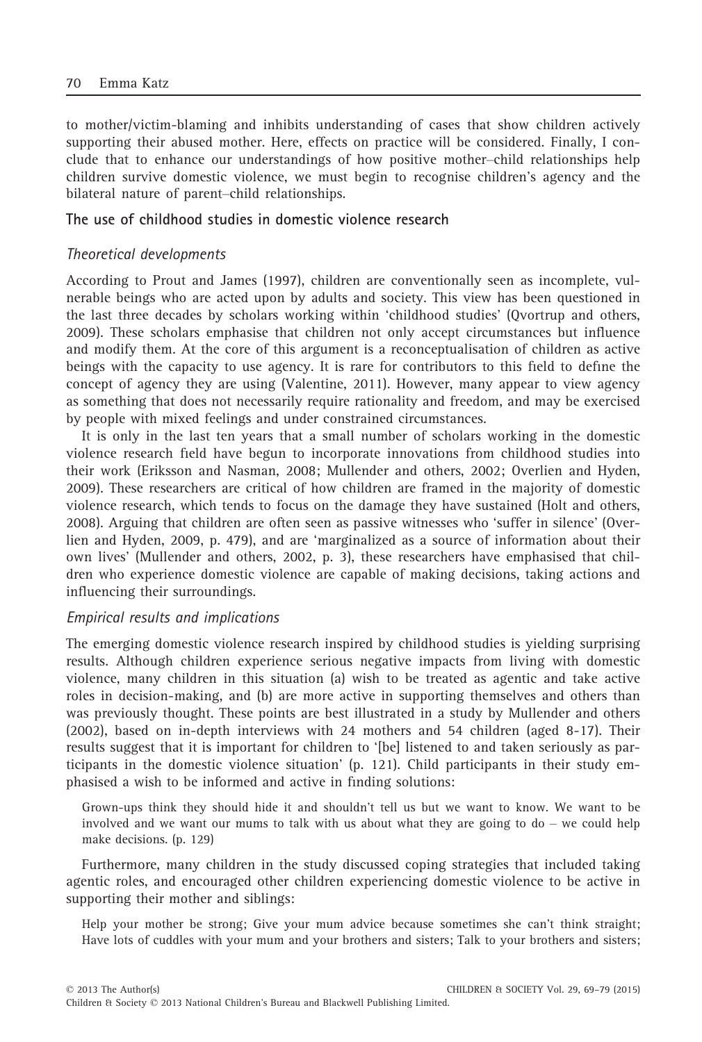to mother/victim-blaming and inhibits understanding of cases that show children actively supporting their abused mother. Here, effects on practice will be considered. Finally, I conclude that to enhance our understandings of how positive mother–child relationships help children survive domestic violence, we must begin to recognise children's agency and the bilateral nature of parent–child relationships.

## The use of childhood studies in domestic violence research

### *Theoretical developments*

According to Prout and James (1997), children are conventionally seen as incomplete, vulnerable beings who are acted upon by adults and society. This view has been questioned in the last three decades by scholars working within 'childhood studies' (Qvortrup and others, 2009). These scholars emphasise that children not only accept circumstances but influence and modify them. At the core of this argument is a reconceptualisation of children as active beings with the capacity to use agency. It is rare for contributors to this field to define the concept of agency they are using (Valentine, 2011). However, many appear to view agency as something that does not necessarily require rationality and freedom, and may be exercised by people with mixed feelings and under constrained circumstances.

It is only in the last ten years that a small number of scholars working in the domestic violence research field have begun to incorporate innovations from childhood studies into their work (Eriksson and Nasman, 2008; Mullender and others, 2002; Overlien and Hyden, 2009). These researchers are critical of how children are framed in the majority of domestic violence research, which tends to focus on the damage they have sustained (Holt and others, 2008). Arguing that children are often seen as passive witnesses who 'suffer in silence' (Overlien and Hyden, 2009, p. 479), and are 'marginalized as a source of information about their own lives' (Mullender and others, 2002, p. 3), these researchers have emphasised that children who experience domestic violence are capable of making decisions, taking actions and influencing their surroundings.

### *Empirical results and implications*

The emerging domestic violence research inspired by childhood studies is yielding surprising results. Although children experience serious negative impacts from living with domestic violence, many children in this situation (a) wish to be treated as agentic and take active roles in decision-making, and (b) are more active in supporting themselves and others than was previously thought. These points are best illustrated in a study by Mullender and others (2002), based on in-depth interviews with 24 mothers and 54 children (aged 8-17). Their results suggest that it is important for children to '[be] listened to and taken seriously as participants in the domestic violence situation' (p. 121). Child participants in their study emphasised a wish to be informed and active in finding solutions:

> Grown-ups think they should hide it and shouldn't tell us but we want to know. We want to be involved and we want our mums to talk with us about what they are going to do – we could help make decisions. (p. 129)

Furthermore, many children in the study discussed coping strategies that included taking agentic roles, and encouraged other children experiencing domestic violence to be active in supporting their mother and siblings:

> Help your mother be strong; Give your mum advice because sometimes she can't think straight; Have lots of cuddles with your mum and your brothers and sisters; Talk to your brothers and sisters;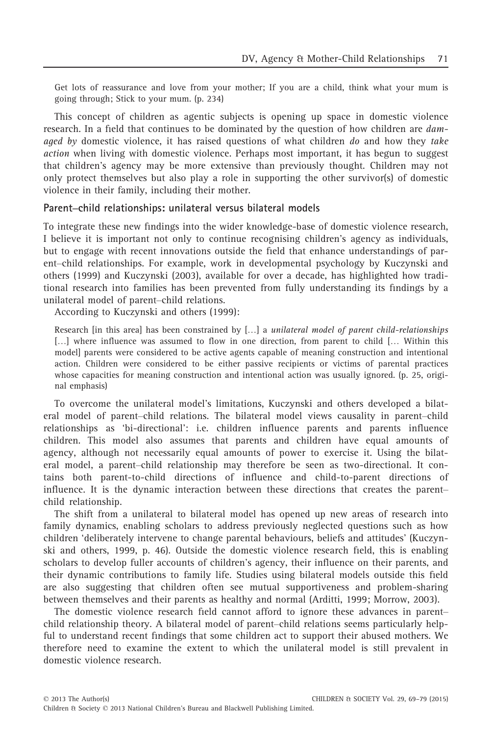> Get lots of reassurance and love from your mother; If you are a child, think what your mum is going through; Stick to your mum. (p. 234)

This concept of children as agentic subjects is opening up space in domestic violence research. In a field that continues to be dominated by the question of how children are *damaged by* domestic violence, it has raised questions of what children *do* and how they *take action* when living with domestic violence. Perhaps most important, it has begun to suggest that children's agency may be more extensive than previously thought. Children may not only protect themselves but also play a role in supporting the other survivor(s) of domestic violence in their family, including their mother.

## Parent–child relationships: unilateral versus bilateral models

To integrate these new findings into the wider knowledge-base of domestic violence research, I believe it is important not only to continue recognising children's agency as individuals, but to engage with recent innovations outside the field that enhance understandings of parent–child relationships. For example, work in developmental psychology by Kuczynski and others (1999) and Kuczynski (2003), available for over a decade, has highlighted how traditional research into families has been prevented from fully understanding its findings by a unilateral model of parent–child relations.

According to Kuczynski and others (1999):

> Research [in this area] has been constrained by [...] a *unilateral model of parent child-relationships* [...] where influence was assumed to flow in one direction, from parent to child [... Within this model] parents were considered to be active agents capable of meaning construction and intentional action. Children were considered to be either passive recipients or victims of parental practices whose capacities for meaning construction and intentional action was usually ignored. (p. 25, original emphasis)

To overcome the unilateral model's limitations, Kuczynski and others developed a bilateral model of parent–child relations. The bilateral model views causality in parent–child relationships as 'bi-directional': i.e. children influence parents and parents influence children. This model also assumes that parents and children have equal amounts of agency, although not necessarily equal amounts of power to exercise it. Using the bilateral model, a parent–child relationship may therefore be seen as two-directional. It contains both parent-to-child directions of influence and child-to-parent directions of influence. It is the dynamic interaction between these directions that creates the parent–child relationship.

The shift from a unilateral to bilateral model has opened up new areas of research into family dynamics, enabling scholars to address previously neglected questions such as how children 'deliberately intervene to change parental behaviours, beliefs and attitudes' (Kuczynski and others, 1999, p. 46). Outside the domestic violence research field, this is enabling scholars to develop fuller accounts of children's agency, their influence on their parents, and their dynamic contributions to family life. Studies using bilateral models outside this field are also suggesting that children often see mutual supportiveness and problem-sharing between themselves and their parents as healthy and normal (Arditti, 1999; Morrow, 2003).

The domestic violence research field cannot afford to ignore these advances in parent–child relationship theory. A bilateral model of parent–child relations seems particularly helpful to understand recent findings that some children act to support their abused mothers. We therefore need to examine the extent to which the unilateral model is still prevalent in domestic violence research.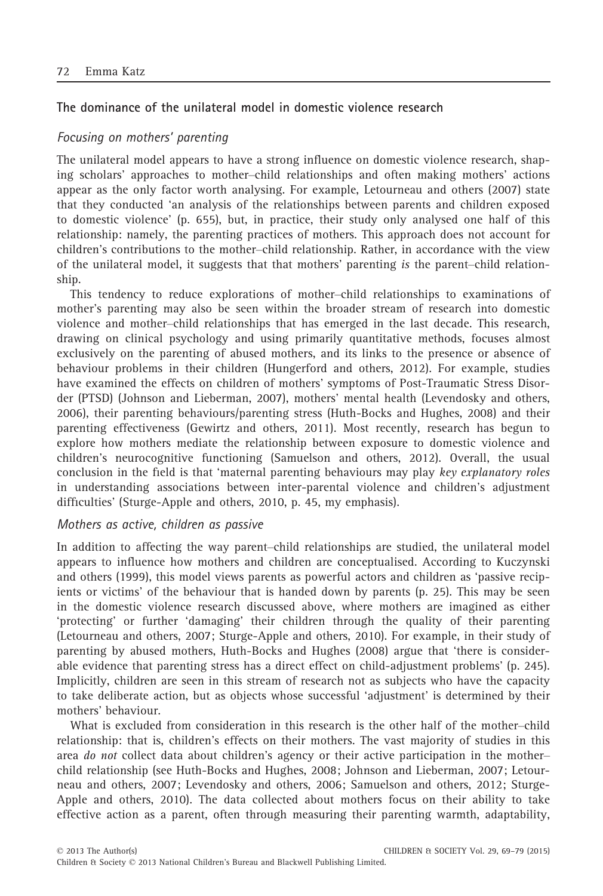## The dominance of the unilateral model in domestic violence research

### *Focusing on mothers' parenting*

The unilateral model appears to have a strong influence on domestic violence research, shaping scholars' approaches to mother–child relationships and often making mothers' actions appear as the only factor worth analysing. For example, Letourneau and others (2007) state that they conducted 'an analysis of the relationships between parents and children exposed to domestic violence' (p. 655), but, in practice, their study only analysed one half of this relationship: namely, the parenting practices of mothers. This approach does not account for children's contributions to the mother–child relationship. Rather, in accordance with the view of the unilateral model, it suggests that that mothers' parenting *is* the parent–child relationship.

This tendency to reduce explorations of mother–child relationships to examinations of mother's parenting may also be seen within the broader stream of research into domestic violence and mother–child relationships that has emerged in the last decade. This research, drawing on clinical psychology and using primarily quantitative methods, focuses almost exclusively on the parenting of abused mothers, and its links to the presence or absence of behaviour problems in their children (Hungerford and others, 2012). For example, studies have examined the effects on children of mothers' symptoms of Post-Traumatic Stress Disorder (PTSD) (Johnson and Lieberman, 2007), mothers' mental health (Levendosky and others, 2006), their parenting behaviours/parenting stress (Huth-Bocks and Hughes, 2008) and their parenting effectiveness (Gewirtz and others, 2011). Most recently, research has begun to explore how mothers mediate the relationship between exposure to domestic violence and children's neurocognitive functioning (Samuelson and others, 2012). Overall, the usual conclusion in the field is that 'maternal parenting behaviours may play *key explanatory roles* in understanding associations between inter-parental violence and children's adjustment difficulties' (Sturge-Apple and others, 2010, p. 45, my emphasis).

### *Mothers as active, children as passive*

In addition to affecting the way parent–child relationships are studied, the unilateral model appears to influence how mothers and children are conceptualised. According to Kuczynski and others (1999), this model views parents as powerful actors and children as 'passive recipients or victims' of the behaviour that is handed down by parents (p. 25). This may be seen in the domestic violence research discussed above, where mothers are imagined as either 'protecting' or further 'damaging' their children through the quality of their parenting (Letourneau and others, 2007; Sturge-Apple and others, 2010). For example, in their study of parenting by abused mothers, Huth-Bocks and Hughes (2008) argue that 'there is considerable evidence that parenting stress has a direct effect on child-adjustment problems' (p. 245). Implicitly, children are seen in this stream of research not as subjects who have the capacity to take deliberate action, but as objects whose successful 'adjustment' is determined by their mothers' behaviour.

What is excluded from consideration in this research is the other half of the mother–child relationship: that is, children's effects on their mothers. The vast majority of studies in this area *do not* collect data about children's agency or their active participation in the mother–child relationship (see Huth-Bocks and Hughes, 2008; Johnson and Lieberman, 2007; Letourneau and others, 2007; Levendosky and others, 2006; Samuelson and others, 2012; Sturge-Apple and others, 2010). The data collected about mothers focus on their ability to take effective action as a parent, often through measuring their parenting warmth, adaptability,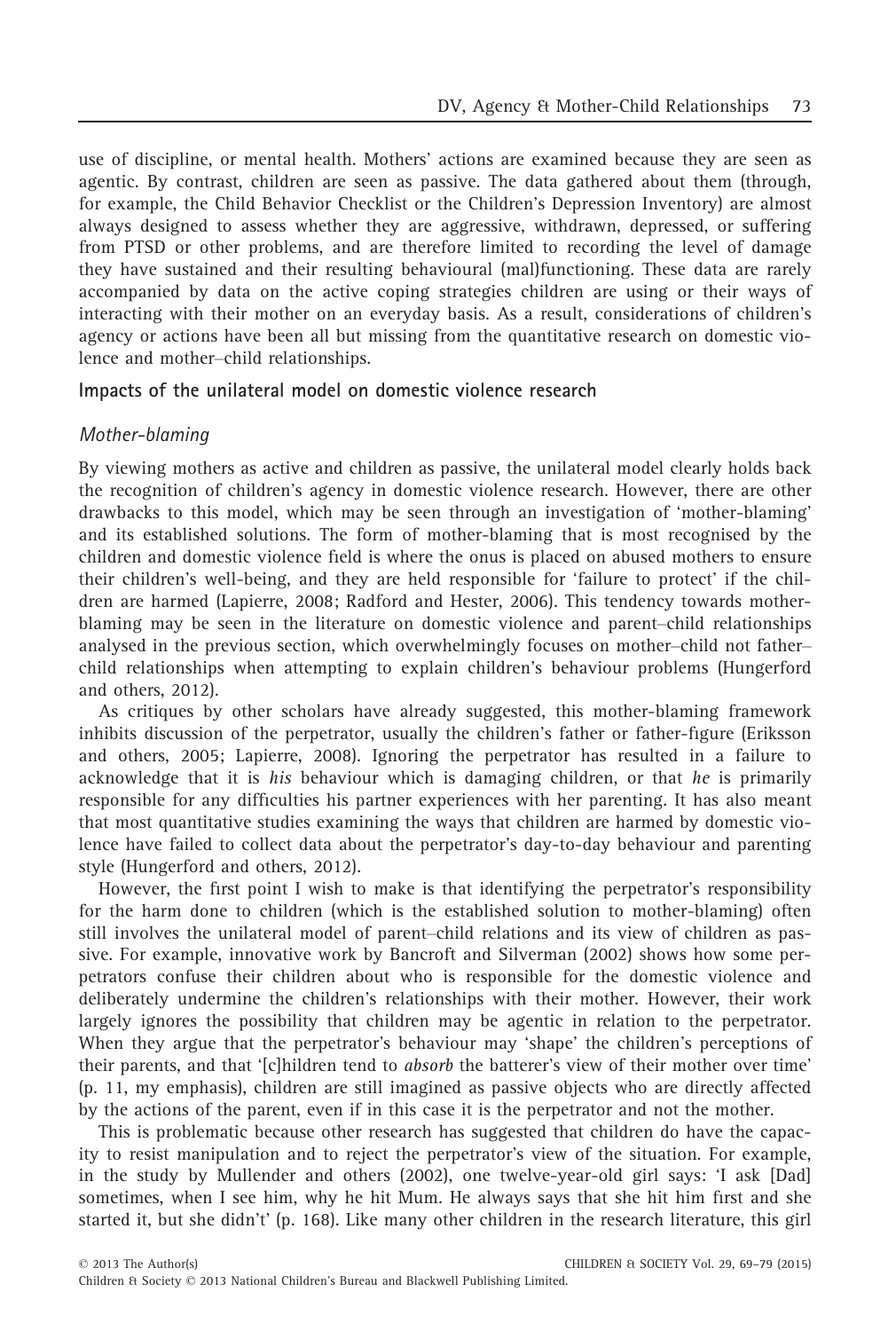use of discipline, or mental health. Mothers' actions are examined because they are seen as agentic. By contrast, children are seen as passive. The data gathered about them (through, for example, the Child Behavior Checklist or the Children's Depression Inventory) are almost always designed to assess whether they are aggressive, withdrawn, depressed, or suffering from PTSD or other problems, and are therefore limited to recording the level of damage they have sustained and their resulting behavioural (mal)functioning. These data are rarely accompanied by data on the active coping strategies children are using or their ways of interacting with their mother on an everyday basis. As a result, considerations of children's agency or actions have been all but missing from the quantitative research on domestic violence and mother–child relationships.

## Impacts of the unilateral model on domestic violence research

### *Mother-blaming*

By viewing mothers as active and children as passive, the unilateral model clearly holds back the recognition of children's agency in domestic violence research. However, there are other drawbacks to this model, which may be seen through an investigation of 'mother-blaming' and its established solutions. The form of mother-blaming that is most recognised by the children and domestic violence field is where the onus is placed on abused mothers to ensure their children's well-being, and they are held responsible for 'failure to protect' if the children are harmed (Lapierre, 2008; Radford and Hester, 2006). This tendency towards mother-blaming may be seen in the literature on domestic violence and parent–child relationships analysed in the previous section, which overwhelmingly focuses on mother–child not father–child relationships when attempting to explain children's behaviour problems (Hungerford and others, 2012).

As critiques by other scholars have already suggested, this mother-blaming framework inhibits discussion of the perpetrator, usually the children's father or father-figure (Eriksson and others, 2005; Lapierre, 2008). Ignoring the perpetrator has resulted in a failure to acknowledge that it is *his* behaviour which is damaging children, or that *he* is primarily responsible for any difficulties his partner experiences with her parenting. It has also meant that most quantitative studies examining the ways that children are harmed by domestic violence have failed to collect data about the perpetrator's day-to-day behaviour and parenting style (Hungerford and others, 2012).

However, the first point I wish to make is that identifying the perpetrator's responsibility for the harm done to children (which is the established solution to mother-blaming) often still involves the unilateral model of parent–child relations and its view of children as passive. For example, innovative work by Bancroft and Silverman (2002) shows how some perpetrators confuse their children about who is responsible for the domestic violence and deliberately undermine the children's relationships with their mother. However, their work largely ignores the possibility that children may be agentic in relation to the perpetrator. When they argue that the perpetrator's behaviour may 'shape' the children's perceptions of their parents, and that '[c]hildren tend to *absorb* the batterer's view of their mother over time' (p. 11, my emphasis), children are still imagined as passive objects who are directly affected by the actions of the parent, even if in this case it is the perpetrator and not the mother.

This is problematic because other research has suggested that children do have the capacity to resist manipulation and to reject the perpetrator's view of the situation. For example, in the study by Mullender and others (2002), one twelve-year-old girl says: 'I ask [Dad] sometimes, when I see him, why he hit Mum. He always says that she hit him first and she started it, but she didn't' (p. 168). Like many other children in the research literature, this girl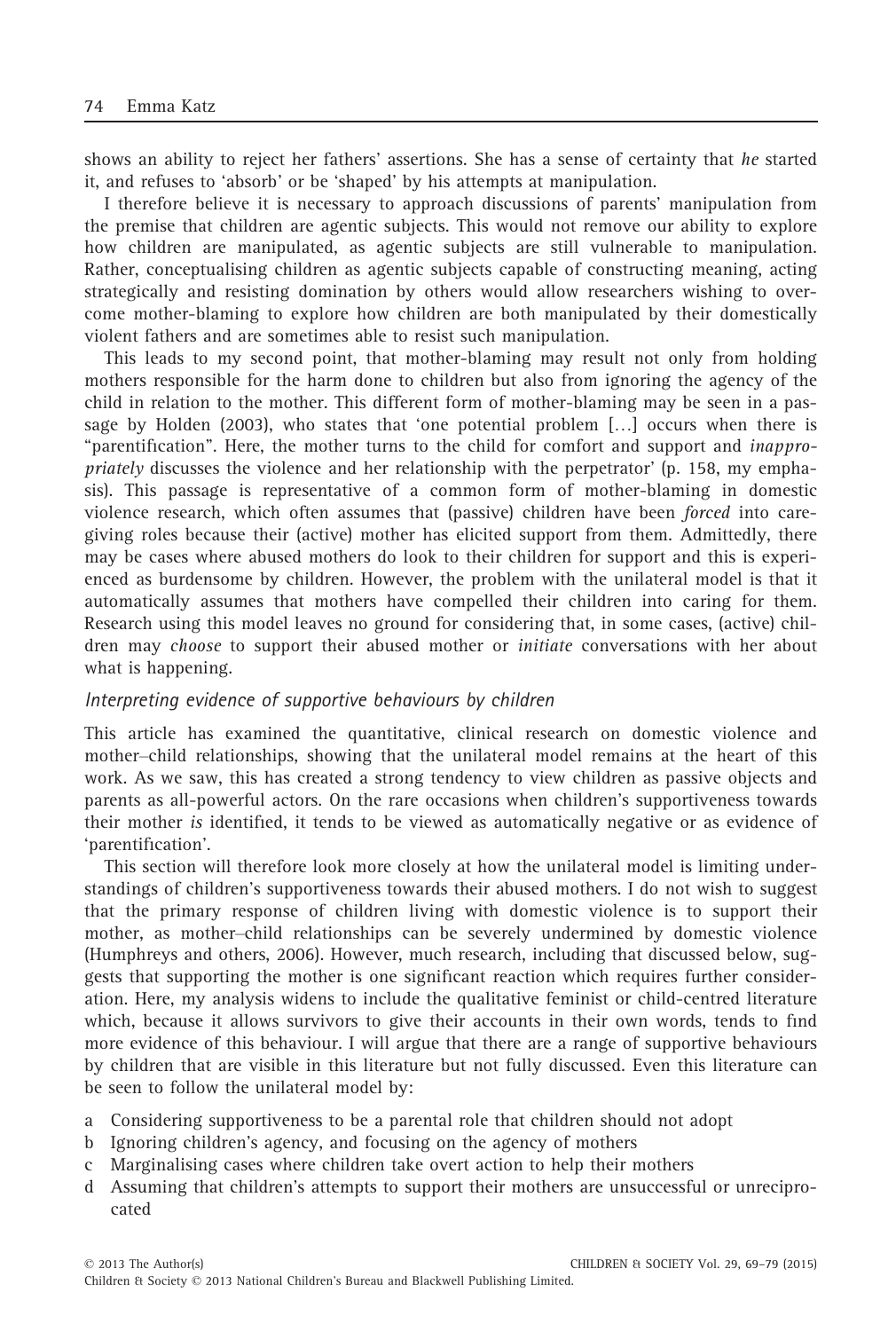shows an ability to reject her fathers' assertions. She has a sense of certainty that *he* started it, and refuses to 'absorb' or be 'shaped' by his attempts at manipulation.

I therefore believe it is necessary to approach discussions of parents' manipulation from the premise that children are agentic subjects. This would not remove our ability to explore how children are manipulated, as agentic subjects are still vulnerable to manipulation. Rather, conceptualising children as agentic subjects capable of constructing meaning, acting strategically and resisting domination by others would allow researchers wishing to overcome mother-blaming to explore how children are both manipulated by their domestically violent fathers and are sometimes able to resist such manipulation.

This leads to my second point, that mother-blaming may result not only from holding mothers responsible for the harm done to children but also from ignoring the agency of the child in relation to the mother. This different form of mother-blaming may be seen in a passage by Holden (2003), who states that 'one potential problem […] occurs when there is "parentification". Here, the mother turns to the child for comfort and support and *inappropriately* discusses the violence and her relationship with the perpetrator' (p. 158, my emphasis). This passage is representative of a common form of mother-blaming in domestic violence research, which often assumes that (passive) children have been *forced* into caregiving roles because their (active) mother has elicited support from them. Admittedly, there may be cases where abused mothers do look to their children for support and this is experienced as burdensome by children. However, the problem with the unilateral model is that it automatically assumes that mothers have compelled their children into caring for them. Research using this model leaves no ground for considering that, in some cases, (active) children may *choose* to support their abused mother or *initiate* conversations with her about what is happening.

### *Interpreting evidence of supportive behaviours by children*

This article has examined the quantitative, clinical research on domestic violence and mother–child relationships, showing that the unilateral model remains at the heart of this work. As we saw, this has created a strong tendency to view children as passive objects and parents as all-powerful actors. On the rare occasions when children's supportiveness towards their mother *is* identified, it tends to be viewed as automatically negative or as evidence of 'parentification'.

This section will therefore look more closely at how the unilateral model is limiting understandings of children's supportiveness towards their abused mothers. I do not wish to suggest that the primary response of children living with domestic violence is to support their mother, as mother–child relationships can be severely undermined by domestic violence (Humphreys and others, 2006). However, much research, including that discussed below, suggests that supporting the mother is one significant reaction which requires further consideration. Here, my analysis widens to include the qualitative feminist or child-centred literature which, because it allows survivors to give their accounts in their own words, tends to find more evidence of this behaviour. I will argue that there are a range of supportive behaviours by children that are visible in this literature but not fully discussed. Even this literature can be seen to follow the unilateral model by:

a Considering supportiveness to be a parental role that children should not adopt
b Ignoring children's agency, and focusing on the agency of mothers
c Marginalising cases where children take overt action to help their mothers
d Assuming that children's attempts to support their mothers are unsuccessful or unreciprocated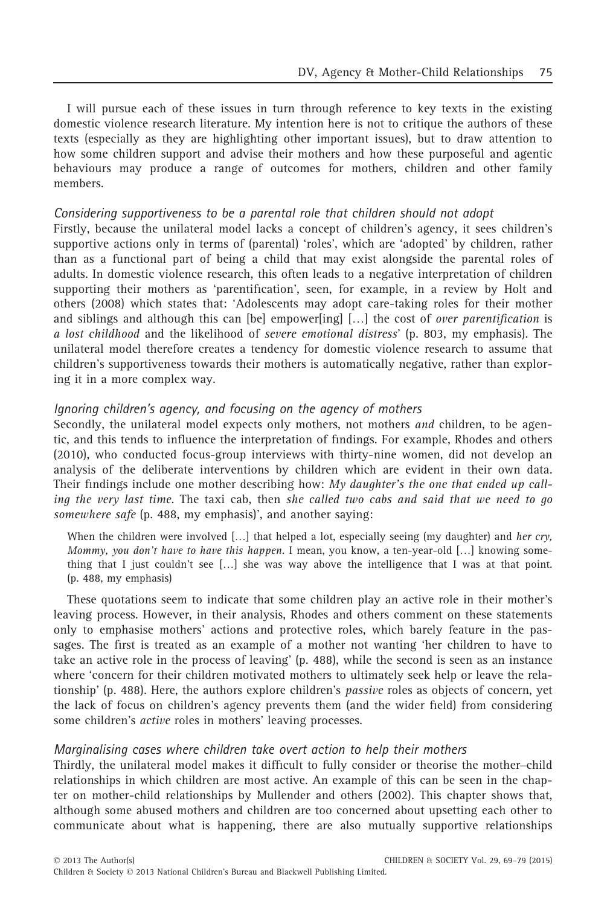I will pursue each of these issues in turn through reference to key texts in the existing domestic violence research literature. My intention here is not to critique the authors of these texts (especially as they are highlighting other important issues), but to draw attention to how some children support and advise their mothers and how these purposeful and agentic behaviours may produce a range of outcomes for mothers, children and other family members.

### *Considering supportiveness to be a parental role that children should not adopt*

Firstly, because the unilateral model lacks a concept of children's agency, it sees children's supportive actions only in terms of (parental) 'roles', which are 'adopted' by children, rather than as a functional part of being a child that may exist alongside the parental roles of adults. In domestic violence research, this often leads to a negative interpretation of children supporting their mothers as 'parentification', seen, for example, in a review by Holt and others (2008) which states that: 'Adolescents may adopt care-taking roles for their mother and siblings and although this can [be] empower[ing] […] the cost of *over parentification* is *a lost childhood* and the likelihood of *severe emotional distress*' (p. 803, my emphasis). The unilateral model therefore creates a tendency for domestic violence research to assume that children's supportiveness towards their mothers is automatically negative, rather than exploring it in a more complex way.

### *Ignoring children's agency, and focusing on the agency of mothers*

Secondly, the unilateral model expects only mothers, not mothers *and* children, to be agentic, and this tends to influence the interpretation of findings. For example, Rhodes and others (2010), who conducted focus-group interviews with thirty-nine women, did not develop an analysis of the deliberate interventions by children which are evident in their own data. Their findings include one mother describing how: *My daughter's the one that ended up calling the very last time*. The taxi cab, then *she called two cabs and said that we need to go somewhere safe* (p. 488, my emphasis)', and another saying:

> When the children were involved […] that helped a lot, especially seeing (my daughter) and *her cry, Mommy, you don't have to have this happen*. I mean, you know, a ten-year-old […] knowing something that I just couldn't see […] she was way above the intelligence that I was at that point. (p. 488, my emphasis)

These quotations seem to indicate that some children play an active role in their mother's leaving process. However, in their analysis, Rhodes and others comment on these statements only to emphasise mothers' actions and protective roles, which barely feature in the passages. The first is treated as an example of a mother not wanting 'her children to have to take an active role in the process of leaving' (p. 488), while the second is seen as an instance where 'concern for their children motivated mothers to ultimately seek help or leave the relationship' (p. 488). Here, the authors explore children's *passive* roles as objects of concern, yet the lack of focus on children's agency prevents them (and the wider field) from considering some children's *active* roles in mothers' leaving processes.

### *Marginalising cases where children take overt action to help their mothers*

Thirdly, the unilateral model makes it difficult to fully consider or theorise the mother–child relationships in which children are most active. An example of this can be seen in the chapter on mother-child relationships by Mullender and others (2002). This chapter shows that, although some abused mothers and children are too concerned about upsetting each other to communicate about what is happening, there are also mutually supportive relationships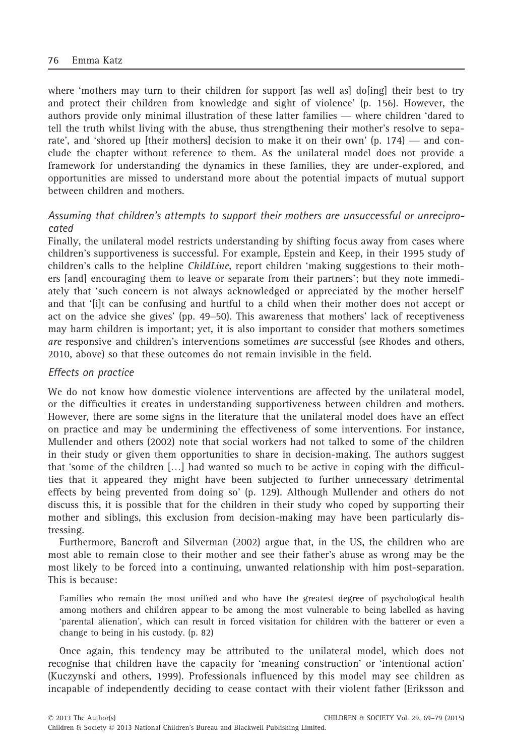where 'mothers may turn to their children for support [as well as] do[ing] their best to try and protect their children from knowledge and sight of violence' (p. 156). However, the authors provide only minimal illustration of these latter families — where children 'dared to tell the truth whilst living with the abuse, thus strengthening their mother's resolve to separate', and 'shored up [their mothers] decision to make it on their own' (p. 174) — and conclude the chapter without reference to them. As the unilateral model does not provide a framework for understanding the dynamics in these families, they are under-explored, and opportunities are missed to understand more about the potential impacts of mutual support between children and mothers.

### *Assuming that children's attempts to support their mothers are unsuccessful or unreciprocated*

Finally, the unilateral model restricts understanding by shifting focus away from cases where children's supportiveness is successful. For example, Epstein and Keep, in their 1995 study of children's calls to the helpline *ChildLine*, report children 'making suggestions to their mothers [and] encouraging them to leave or separate from their partners'; but they note immediately that 'such concern is not always acknowledged or appreciated by the mother herself' and that '[i]t can be confusing and hurtful to a child when their mother does not accept or act on the advice she gives' (pp. 49–50). This awareness that mothers' lack of receptiveness may harm children is important; yet, it is also important to consider that mothers sometimes *are* responsive and children's interventions sometimes *are* successful (see Rhodes and others, 2010, above) so that these outcomes do not remain invisible in the field.

### *Effects on practice*

We do not know how domestic violence interventions are affected by the unilateral model, or the difficulties it creates in understanding supportiveness between children and mothers. However, there are some signs in the literature that the unilateral model does have an effect on practice and may be undermining the effectiveness of some interventions. For instance, Mullender and others (2002) note that social workers had not talked to some of the children in their study or given them opportunities to share in decision-making. The authors suggest that 'some of the children […] had wanted so much to be active in coping with the difficulties that it appeared they might have been subjected to further unnecessary detrimental effects by being prevented from doing so' (p. 129). Although Mullender and others do not discuss this, it is possible that for the children in their study who coped by supporting their mother and siblings, this exclusion from decision-making may have been particularly distressing.

Furthermore, Bancroft and Silverman (2002) argue that, in the US, the children who are most able to remain close to their mother and see their father's abuse as wrong may be the most likely to be forced into a continuing, unwanted relationship with him post-separation. This is because:

> Families who remain the most unified and who have the greatest degree of psychological health among mothers and children appear to be among the most vulnerable to being labelled as having 'parental alienation', which can result in forced visitation for children with the batterer or even a change to being in his custody. (p. 82)

Once again, this tendency may be attributed to the unilateral model, which does not recognise that children have the capacity for 'meaning construction' or 'intentional action' (Kuczynski and others, 1999). Professionals influenced by this model may see children as incapable of independently deciding to cease contact with their violent father (Eriksson and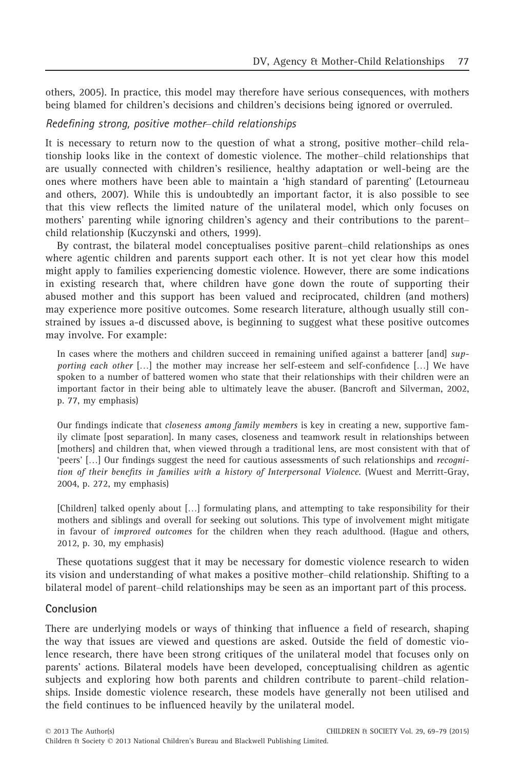others, 2005). In practice, this model may therefore have serious consequences, with mothers being blamed for children's decisions and children's decisions being ignored or overruled.

### *Redefining strong, positive mother–child relationships*

It is necessary to return now to the question of what a strong, positive mother–child relationship looks like in the context of domestic violence. The mother–child relationships that are usually connected with children's resilience, healthy adaptation or well-being are the ones where mothers have been able to maintain a 'high standard of parenting' (Letourneau and others, 2007). While this is undoubtedly an important factor, it is also possible to see that this view reflects the limited nature of the unilateral model, which only focuses on mothers' parenting while ignoring children's agency and their contributions to the parent–child relationship (Kuczynski and others, 1999).

By contrast, the bilateral model conceptualises positive parent–child relationships as ones where agentic children and parents support each other. It is not yet clear how this model might apply to families experiencing domestic violence. However, there are some indications in existing research that, where children have gone down the route of supporting their abused mother and this support has been valued and reciprocated, children (and mothers) may experience more positive outcomes. Some research literature, although usually still constrained by issues a-d discussed above, is beginning to suggest what these positive outcomes may involve. For example:

> In cases where the mothers and children succeed in remaining unified against a batterer [and] *supporting each other* […] the mother may increase her self-esteem and self-confidence […] We have spoken to a number of battered women who state that their relationships with their children were an important factor in their being able to ultimately leave the abuser. (Bancroft and Silverman, 2002, p. 77, my emphasis)

> Our findings indicate that *closeness among family members* is key in creating a new, supportive family climate [post separation]. In many cases, closeness and teamwork result in relationships between [mothers] and children that, when viewed through a traditional lens, are most consistent with that of 'peers' […] Our findings suggest the need for cautious assessments of such relationships and *recognition of their benefits in families with a history of Interpersonal Violence*. (Wuest and Merritt-Gray, 2004, p. 272, my emphasis)

> [Children] talked openly about […] formulating plans, and attempting to take responsibility for their mothers and siblings and overall for seeking out solutions. This type of involvement might mitigate in favour of *improved outcomes* for the children when they reach adulthood. (Hague and others, 2012, p. 30, my emphasis)

These quotations suggest that it may be necessary for domestic violence research to widen its vision and understanding of what makes a positive mother–child relationship. Shifting to a bilateral model of parent–child relationships may be seen as an important part of this process.

## Conclusion

There are underlying models or ways of thinking that influence a field of research, shaping the way that issues are viewed and questions are asked. Outside the field of domestic violence research, there have been strong critiques of the unilateral model that focuses only on parents' actions. Bilateral models have been developed, conceptualising children as agentic subjects and exploring how both parents and children contribute to parent–child relationships. Inside domestic violence research, these models have generally not been utilised and the field continues to be influenced heavily by the unilateral model.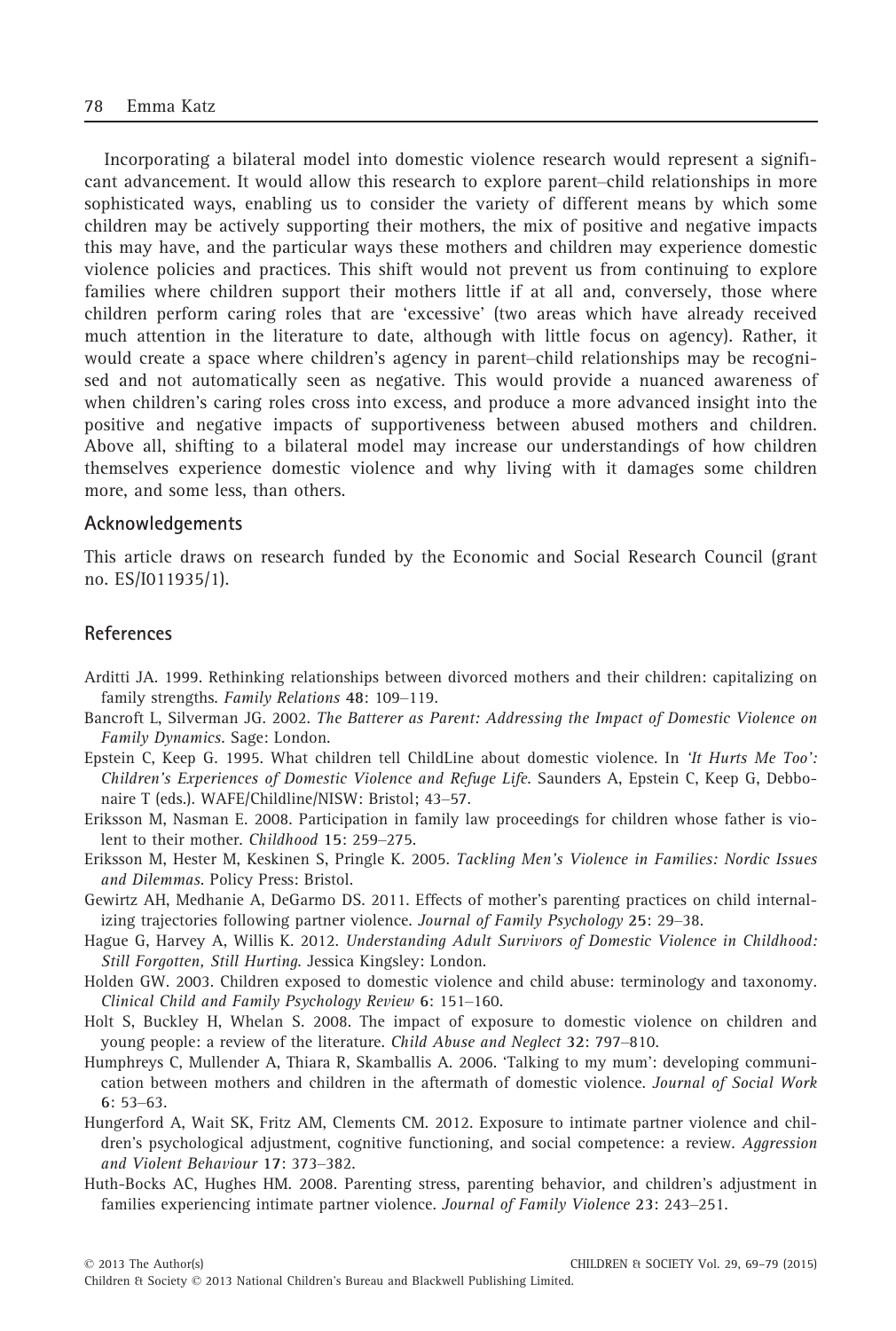Incorporating a bilateral model into domestic violence research would represent a significant advancement. It would allow this research to explore parent–child relationships in more sophisticated ways, enabling us to consider the variety of different means by which some children may be actively supporting their mothers, the mix of positive and negative impacts this may have, and the particular ways these mothers and children may experience domestic violence policies and practices. This shift would not prevent us from continuing to explore families where children support their mothers little if at all and, conversely, those where children perform caring roles that are 'excessive' (two areas which have already received much attention in the literature to date, although with little focus on agency). Rather, it would create a space where children's agency in parent–child relationships may be recognised and not automatically seen as negative. This would provide a nuanced awareness of when children's caring roles cross into excess, and produce a more advanced insight into the positive and negative impacts of supportiveness between abused mothers and children. Above all, shifting to a bilateral model may increase our understandings of how children themselves experience domestic violence and why living with it damages some children more, and some less, than others.

## Acknowledgements

This article draws on research funded by the Economic and Social Research Council (grant no. ES/I011935/1).

## References

Arditti JA. 1999. Rethinking relationships between divorced mothers and their children: capitalizing on family strengths. *Family Relations* **48**: 109–119.

Bancroft L, Silverman JG. 2002. *The Batterer as Parent: Addressing the Impact of Domestic Violence on Family Dynamics*. Sage: London.

Epstein C, Keep G. 1995. What children tell ChildLine about domestic violence. In *'It Hurts Me Too': Children's Experiences of Domestic Violence and Refuge Life*. Saunders A, Epstein C, Keep G, Debbonaire T (eds.). WAFE/Childline/NISW: Bristol; 43–57.

Eriksson M, Nasman E. 2008. Participation in family law proceedings for children whose father is violent to their mother. *Childhood* **15**: 259–275.

Eriksson M, Hester M, Keskinen S, Pringle K. 2005. *Tackling Men's Violence in Families: Nordic Issues and Dilemmas*. Policy Press: Bristol.

Gewirtz AH, Medhanie A, DeGarmo DS. 2011. Effects of mother's parenting practices on child internalizing trajectories following partner violence. *Journal of Family Psychology* **25**: 29–38.

Hague G, Harvey A, Willis K. 2012. *Understanding Adult Survivors of Domestic Violence in Childhood: Still Forgotten, Still Hurting*. Jessica Kingsley: London.

Holden GW. 2003. Children exposed to domestic violence and child abuse: terminology and taxonomy. *Clinical Child and Family Psychology Review* **6**: 151–160.

Holt S, Buckley H, Whelan S. 2008. The impact of exposure to domestic violence on children and young people: a review of the literature. *Child Abuse and Neglect* **32**: 797–810.

Humphreys C, Mullender A, Thiara R, Skamballis A. 2006. 'Talking to my mum': developing communication between mothers and children in the aftermath of domestic violence. *Journal of Social Work* **6**: 53–63.

Hungerford A, Wait SK, Fritz AM, Clements CM. 2012. Exposure to intimate partner violence and children's psychological adjustment, cognitive functioning, and social competence: a review. *Aggression and Violent Behaviour* **17**: 373–382.

Huth-Bocks AC, Hughes HM. 2008. Parenting stress, parenting behavior, and children's adjustment in families experiencing intimate partner violence. *Journal of Family Violence* **23**: 243–251.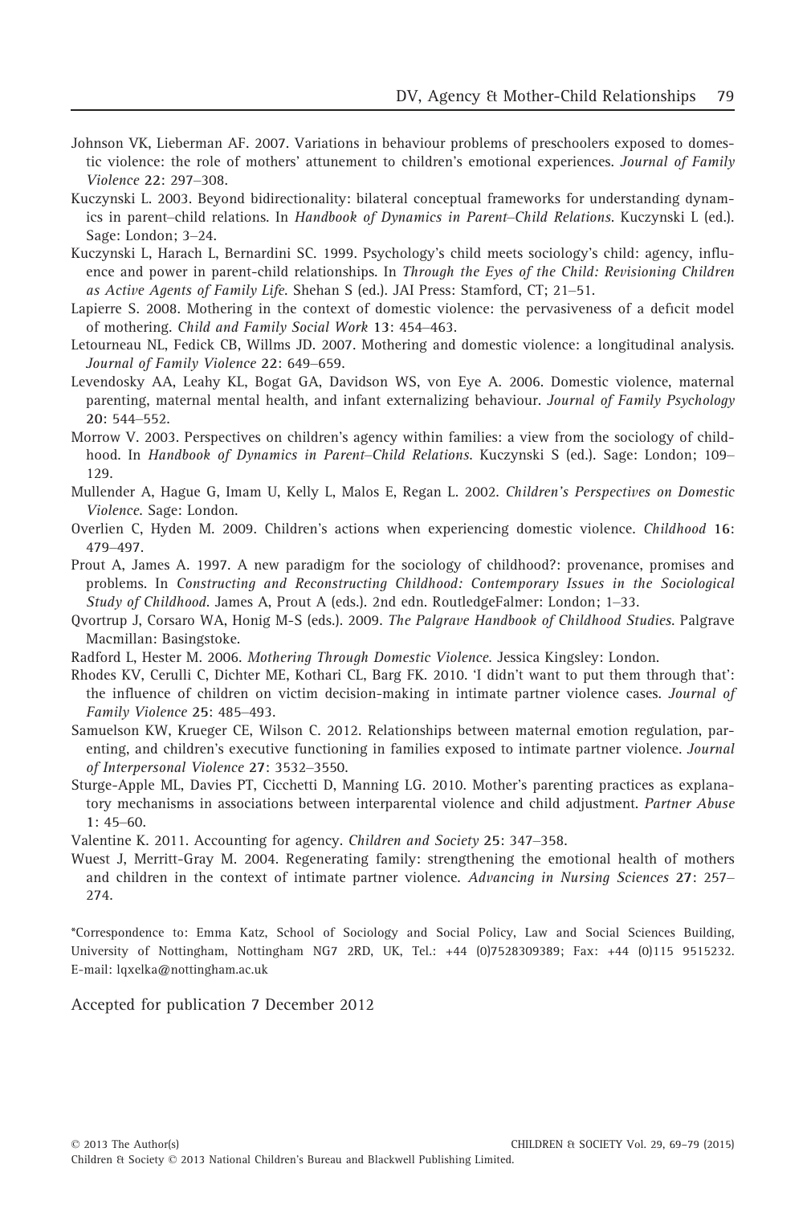Johnson VK, Lieberman AF. 2007. Variations in behaviour problems of preschoolers exposed to domestic violence: the role of mothers' attunement to children's emotional experiences. *Journal of Family Violence* **22**: 297–308.

Kuczynski L. 2003. Beyond bidirectionality: bilateral conceptual frameworks for understanding dynamics in parent–child relations. In *Handbook of Dynamics in Parent–Child Relations*. Kuczynski L (ed.). Sage: London; 3–24.

Kuczynski L, Harach L, Bernardini SC. 1999. Psychology's child meets sociology's child: agency, influence and power in parent-child relationships. In *Through the Eyes of the Child: Revisioning Children as Active Agents of Family Life*. Shehan S (ed.). JAI Press: Stamford, CT; 21–51.

Lapierre S. 2008. Mothering in the context of domestic violence: the pervasiveness of a deficit model of mothering. *Child and Family Social Work* **13**: 454–463.

Letourneau NL, Fedick CB, Willms JD. 2007. Mothering and domestic violence: a longitudinal analysis. *Journal of Family Violence* **22**: 649–659.

Levendosky AA, Leahy KL, Bogat GA, Davidson WS, von Eye A. 2006. Domestic violence, maternal parenting, maternal mental health, and infant externalizing behaviour. *Journal of Family Psychology* **20**: 544–552.

Morrow V. 2003. Perspectives on children's agency within families: a view from the sociology of childhood. In *Handbook of Dynamics in Parent–Child Relations*. Kuczynski S (ed.). Sage: London; 109–129.

Mullender A, Hague G, Imam U, Kelly L, Malos E, Regan L. 2002. *Children's Perspectives on Domestic Violence*. Sage: London.

Overlien C, Hyden M. 2009. Children's actions when experiencing domestic violence. *Childhood* **16**: 479–497.

Prout A, James A. 1997. A new paradigm for the sociology of childhood?: provenance, promises and problems. In *Constructing and Reconstructing Childhood: Contemporary Issues in the Sociological Study of Childhood*. James A, Prout A (eds.). 2nd edn. RoutledgeFalmer: London; 1–33.

Qvortrup J, Corsaro WA, Honig M-S (eds.). 2009. *The Palgrave Handbook of Childhood Studies*. Palgrave Macmillan: Basingstoke.

Radford L, Hester M. 2006. *Mothering Through Domestic Violence*. Jessica Kingsley: London.

Rhodes KV, Cerulli C, Dichter ME, Kothari CL, Barg FK. 2010. 'I didn't want to put them through that': the influence of children on victim decision-making in intimate partner violence cases. *Journal of Family Violence* **25**: 485–493.

Samuelson KW, Krueger CE, Wilson C. 2012. Relationships between maternal emotion regulation, parenting, and children's executive functioning in families exposed to intimate partner violence. *Journal of Interpersonal Violence* **27**: 3532–3550.

Sturge-Apple ML, Davies PT, Cicchetti D, Manning LG. 2010. Mother's parenting practices as explanatory mechanisms in associations between interparental violence and child adjustment. *Partner Abuse* **1**: 45–60.

Valentine K. 2011. Accounting for agency. *Children and Society* **25**: 347–358.

Wuest J, Merritt-Gray M. 2004. Regenerating family: strengthening the emotional health of mothers and children in the context of intimate partner violence. *Advancing in Nursing Sciences* **27**: 257–274.

*Correspondence to: Emma Katz, School of Sociology and Social Policy, Law and Social Sciences Building, University of Nottingham, Nottingham NG7 2RD, UK, Tel.: +44 (0)7528309389; Fax: +44 (0)115 9515232. E-mail: lqxelka@nottingham.ac.uk

Accepted for publication 7 December 2012